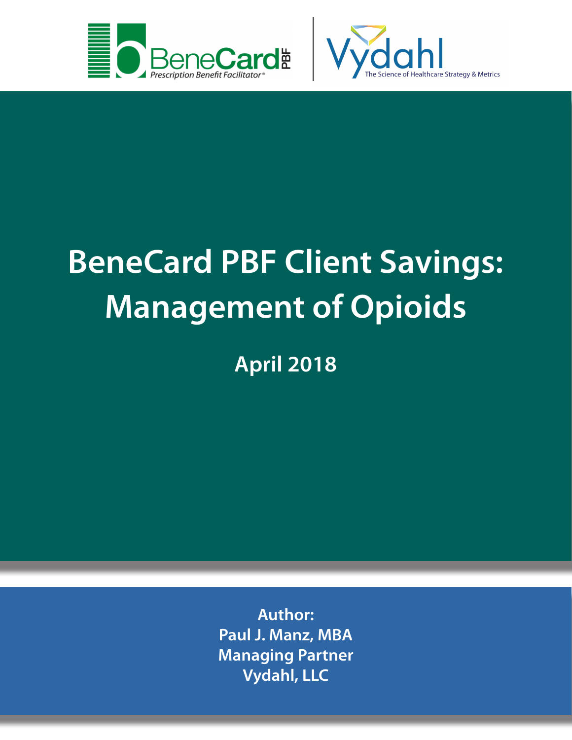BeneCard PBF
Prescription Benefit Facilitator®

Vydahl
The Science of Healthcare Strategy & Metrics

# BeneCard PBF Client Savings: Management of Opioids

## April 2018

**Author:**
**Paul J. Manz, MBA**
**Managing Partner**
**Vydahl, LLC**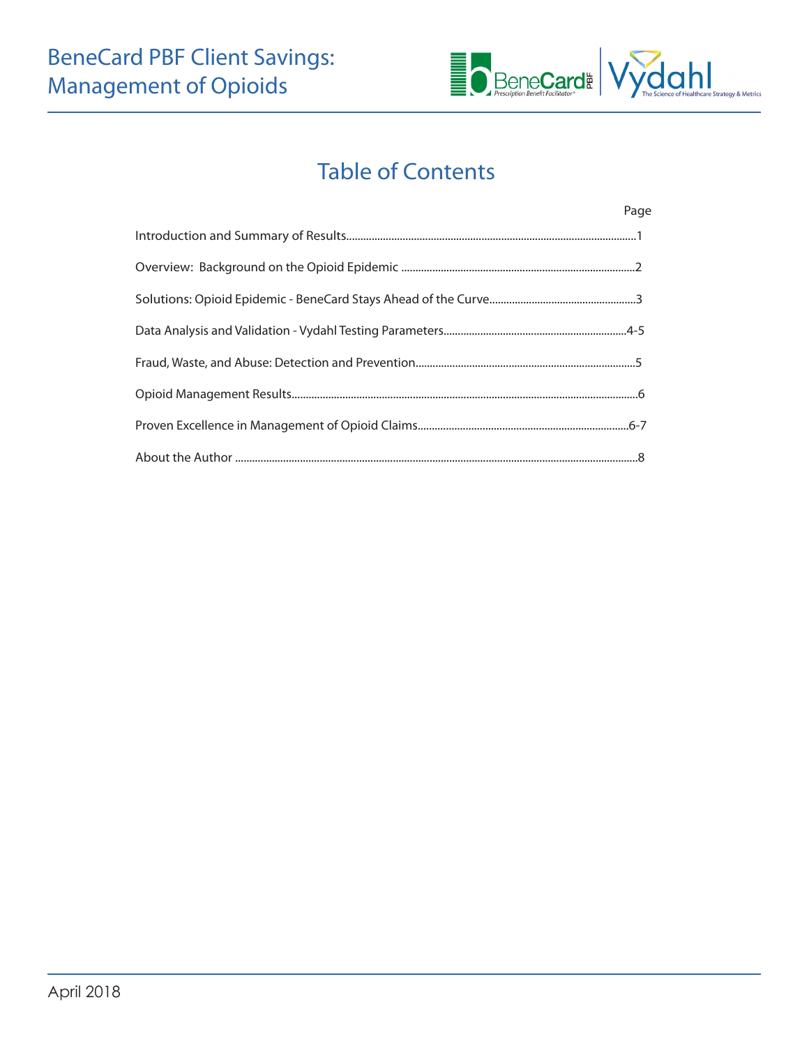# BeneCard PBF Client Savings: Management of Opioids

## Table of Contents

| | Page |
|---|---|
| Introduction and Summary of Results | 1 |
| Overview: Background on the Opioid Epidemic | 2 |
| Solutions: Opioid Epidemic - BeneCard Stays Ahead of the Curve | 3 |
| Data Analysis and Validation - Vydahl Testing Parameters | 4-5 |
| Fraud, Waste, and Abuse: Detection and Prevention | 5 |
| Opioid Management Results | 6 |
| Proven Excellence in Management of Opioid Claims | 6-7 |
| About the Author | 8 |

April 2018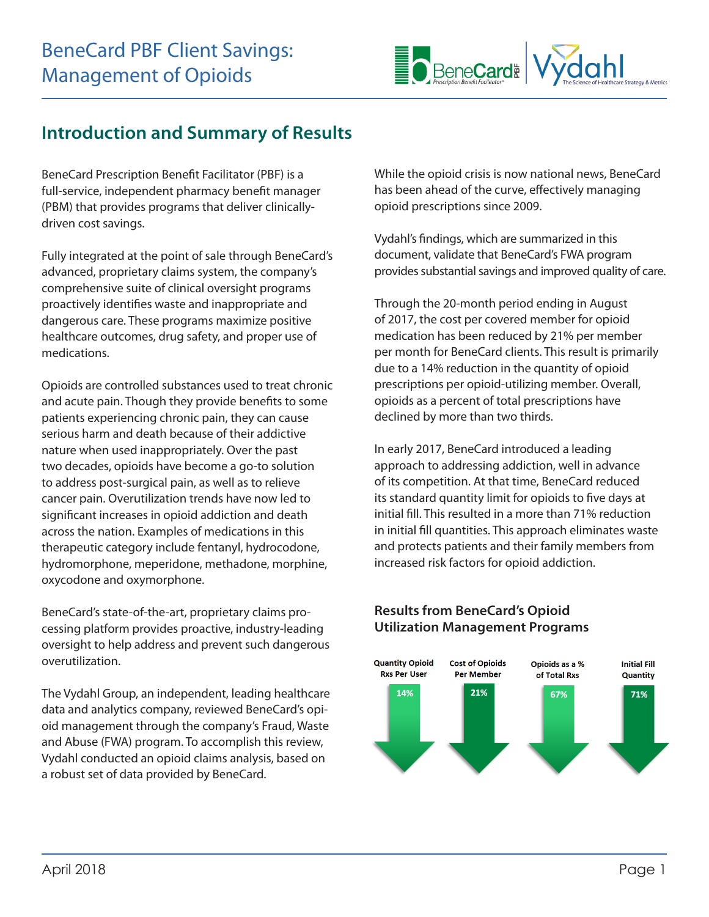# BeneCard PBF Client Savings: Management of Opioids

## Introduction and Summary of Results

BeneCard Prescription Benefit Facilitator (PBF) is a full-service, independent pharmacy benefit manager (PBM) that provides programs that deliver clinically-driven cost savings.

Fully integrated at the point of sale through BeneCard's advanced, proprietary claims system, the company's comprehensive suite of clinical oversight programs proactively identifies waste and inappropriate and dangerous care. These programs maximize positive healthcare outcomes, drug safety, and proper use of medications.

Opioids are controlled substances used to treat chronic and acute pain. Though they provide benefits to some patients experiencing chronic pain, they can cause serious harm and death because of their addictive nature when used inappropriately. Over the past two decades, opioids have become a go-to solution to address post-surgical pain, as well as to relieve cancer pain. Overutilization trends have now led to significant increases in opioid addiction and death across the nation. Examples of medications in this therapeutic category include fentanyl, hydrocodone, hydromorphone, meperidone, methadone, morphine, oxycodone and oxymorphone.

BeneCard's state-of-the-art, proprietary claims processing platform provides proactive, industry-leading oversight to help address and prevent such dangerous overutilization.

The Vydahl Group, an independent, leading healthcare data and analytics company, reviewed BeneCard's opioid management through the company's Fraud, Waste and Abuse (FWA) program. To accomplish this review, Vydahl conducted an opioid claims analysis, based on a robust set of data provided by BeneCard.

While the opioid crisis is now national news, BeneCard has been ahead of the curve, effectively managing opioid prescriptions since 2009.

Vydahl's findings, which are summarized in this document, validate that BeneCard's FWA program provides substantial savings and improved quality of care.

Through the 20-month period ending in August of 2017, the cost per covered member for opioid medication has been reduced by 21% per member per month for BeneCard clients. This result is primarily due to a 14% reduction in the quantity of opioid prescriptions per opioid-utilizing member. Overall, opioids as a percent of total prescriptions have declined by more than two thirds.

In early 2017, BeneCard introduced a leading approach to addressing addiction, well in advance of its competition. At that time, BeneCard reduced its standard quantity limit for opioids to five days at initial fill. This resulted in a more than 71% reduction in initial fill quantities. This approach eliminates waste and protects patients and their family members from increased risk factors for opioid addiction.

### Results from BeneCard's Opioid Utilization Management Programs

| Quantity Opioid Rxs Per User | Cost of Opioids Per Member | Opioids as a % of Total Rxs | Initial Fill Quantity |
|---|---|---|---|
| 14% | 21% | 67% | 71% |

April 2018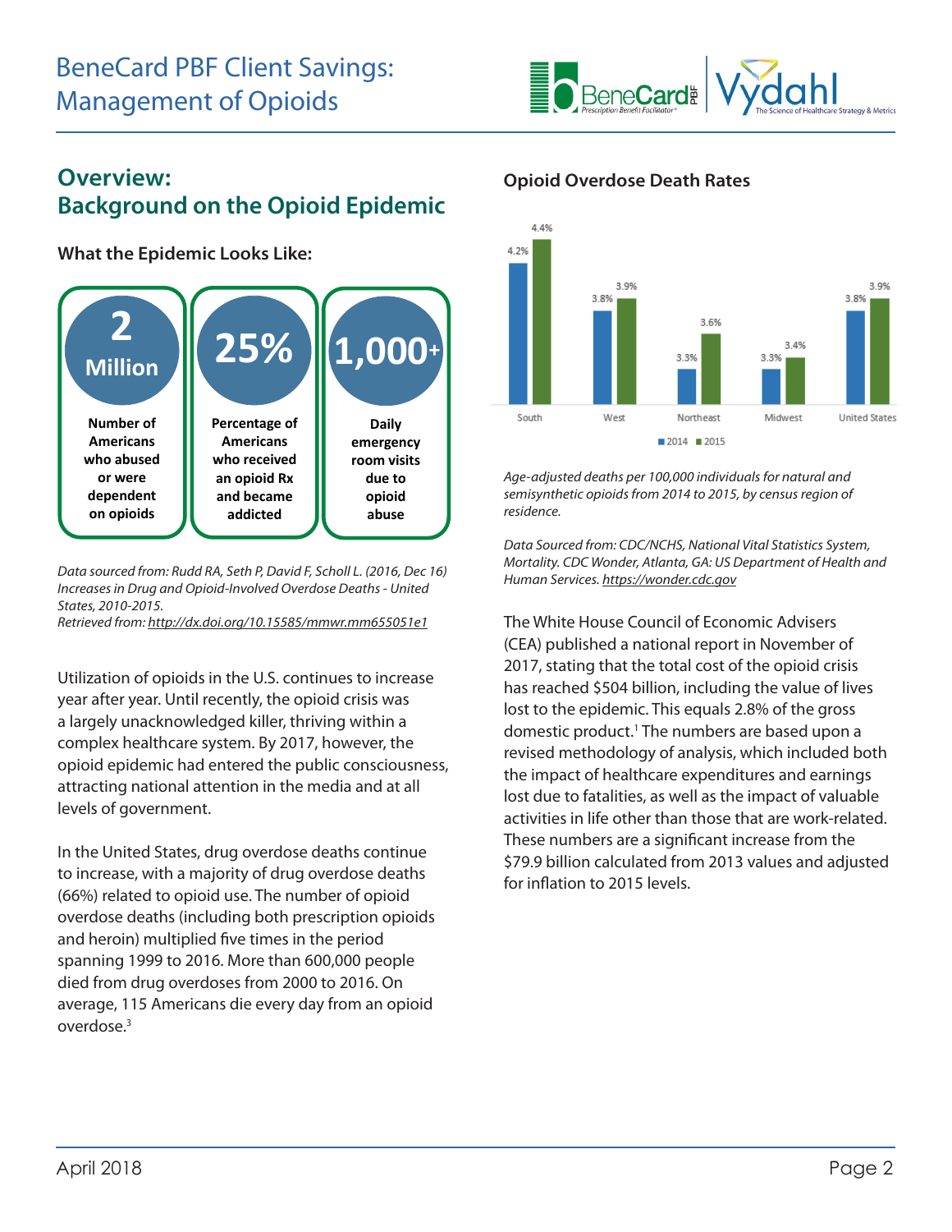# BeneCard PBF Client Savings: Management of Opioids

## Overview: Background on the Opioid Epidemic

### What the Epidemic Looks Like:

**2 Million**
Number of Americans who abused or were dependent on opioids

**25%**
Percentage of Americans who received an opioid Rx and became addicted

**1,000+**
Daily emergency room visits due to opioid abuse

*Data sourced from: Rudd RA, Seth P, David F, Scholl L. (2016, Dec 16) Increases in Drug and Opioid-Involved Overdose Deaths - United States, 2010-2015. Retrieved from: http://dx.doi.org/10.15585/mwr.mm655051e1*

Utilization of opioids in the U.S. continues to increase year after year. Until recently, the opioid crisis was a largely unacknowledged killer, thriving within a complex healthcare system. By 2017, however, the opioid epidemic had entered the public consciousness, attracting national attention in the media and at all levels of government.

In the United States, drug overdose deaths continue to increase, with a majority of drug overdose deaths (66%) related to opioid use. The number of opioid overdose deaths (including both prescription opioids and heroin) multiplied five times in the period spanning 1999 to 2016. More than 600,000 people died from drug overdoses from 2000 to 2016. On average, 115 Americans die every day from an opioid overdose.[3]

### Opioid Overdose Death Rates

| Region | 2014 | 2015 |
|---|---|---|
| South | 4.2% | 4.4% |
| West | 3.8% | 3.9% |
| Northeast | 3.3% | 3.6% |
| Midwest | 3.3% | 3.4% |
| United States | 3.8% | 3.9% |

*Age-adjusted deaths per 100,000 individuals for natural and semisynthetic opioids from 2014 to 2015, by census region of residence.*

*Data Sourced from: CDC/NCHS, National Vital Statistics System, Mortality. CDC Wonder, Atlanta, GA: US Department of Health and Human Services. https://wonder.cdc.gov*

The White House Council of Economic Advisers (CEA) published a national report in November of 2017, stating that the total cost of the opioid crisis has reached $504 billion, including the value of lives lost to the epidemic. This equals 2.8% of the gross domestic product.[1] The numbers are based upon a revised methodology of analysis, which included both the impact of healthcare expenditures and earnings lost due to fatalities, as well as the impact of valuable activities in life other than those that are work-related. These numbers are a significant increase from the $79.9 billion calculated from 2013 values and adjusted for inflation to 2015 levels.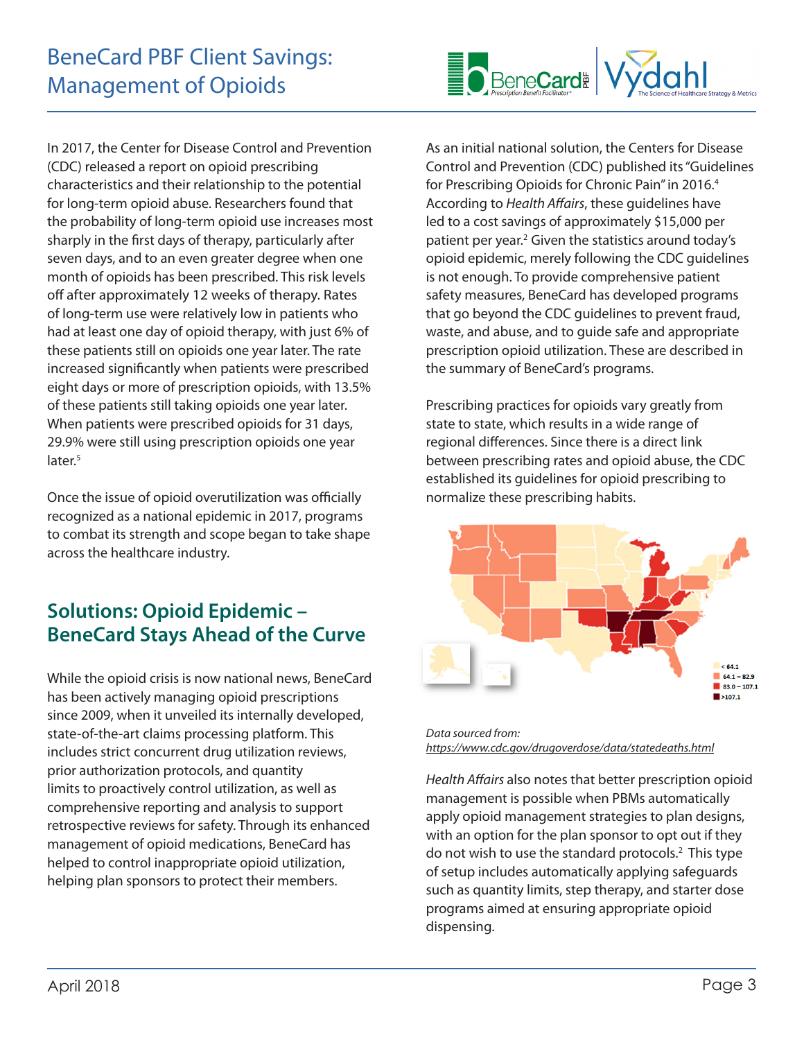# BeneCard PBF Client Savings: Management of Opioids

In 2017, the Center for Disease Control and Prevention (CDC) released a report on opioid prescribing characteristics and their relationship to the potential for long-term opioid abuse. Researchers found that the probability of long-term opioid use increases most sharply in the first days of therapy, particularly after seven days, and to an even greater degree when one month of opioids has been prescribed. This risk levels off after approximately 12 weeks of therapy. Rates of long-term use were relatively low in patients who had at least one day of opioid therapy, with just 6% of these patients still on opioids one year later. The rate increased significantly when patients were prescribed eight days or more of prescription opioids, with 13.5% of these patients still taking opioids one year later. When patients were prescribed opioids for 31 days, 29.9% were still using prescription opioids one year later.[5]

Once the issue of opioid overutilization was officially recognized as a national epidemic in 2017, programs to combat its strength and scope began to take shape across the healthcare industry.

## Solutions: Opioid Epidemic – BeneCard Stays Ahead of the Curve

While the opioid crisis is now national news, BeneCard has been actively managing opioid prescriptions since 2009, when it unveiled its internally developed, state-of-the-art claims processing platform. This includes strict concurrent drug utilization reviews, prior authorization protocols, and quantity limits to proactively control utilization, as well as comprehensive reporting and analysis to support retrospective reviews for safety. Through its enhanced management of opioid medications, BeneCard has helped to control inappropriate opioid utilization, helping plan sponsors to protect their members.

As an initial national solution, the Centers for Disease Control and Prevention (CDC) published its "Guidelines for Prescribing Opioids for Chronic Pain" in 2016.[4] According to *Health Affairs*, these guidelines have led to a cost savings of approximately $15,000 per patient per year.[2] Given the statistics around today's opioid epidemic, merely following the CDC guidelines is not enough. To provide comprehensive patient safety measures, BeneCard has developed programs that go beyond the CDC guidelines to prevent fraud, waste, and abuse, and to guide safe and appropriate prescription opioid utilization. These are described in the summary of BeneCard's programs.

Prescribing practices for opioids vary greatly from state to state, which results in a wide range of regional differences. Since there is a direct link between prescribing rates and opioid abuse, the CDC established its guidelines for opioid prescribing to normalize these prescribing habits.

*Data sourced from:*
*https://www.cdc.gov/drugoverdose/data/statedeaths.html*

*Health Affairs* also notes that better prescription opioid management is possible when PBMs automatically apply opioid management strategies to plan designs, with an option for the plan sponsor to opt out if they do not wish to use the standard protocols.[2] This type of setup includes automatically applying safeguards such as quantity limits, step therapy, and starter dose programs aimed at ensuring appropriate opioid dispensing.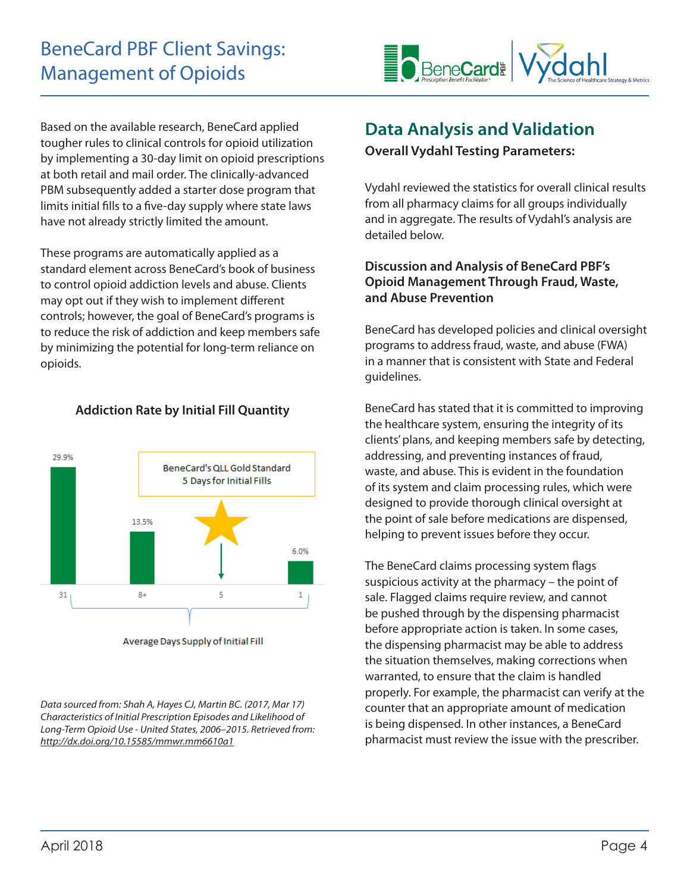# BeneCard PBF Client Savings: Management of Opioids

Based on the available research, BeneCard applied tougher rules to clinical controls for opioid utilization by implementing a 30-day limit on opioid prescriptions at both retail and mail order. The clinically-advanced PBM subsequently added a starter dose program that limits initial fills to a five-day supply where state laws have not already strictly limited the amount.

These programs are automatically applied as a standard element across BeneCard's book of business to control opioid addiction levels and abuse. Clients may opt out if they wish to implement different controls; however, the goal of BeneCard's programs is to reduce the risk of addiction and keep members safe by minimizing the potential for long-term reliance on opioids.

**Addiction Rate by Initial Fill Quantity**

| Average Days Supply of Initial Fill | Addiction Rate |
| --- | --- |
| 31 | 29.9% |
| 8+ | 13.5% |
| 5 | BeneCard's QLL Gold Standard 5 Days for Initial Fills |
| 1 | 6.0% |

*Data sourced from: Shah A, Hayes CJ, Martin BC. (2017, Mar 17) Characteristics of Initial Prescription Episodes and Likelihood of Long-Term Opioid Use - United States, 2006–2015. Retrieved from: http://dx.doi.org/10.15585/mmwr.mm6610a1*

## Data Analysis and Validation

**Overall Vydahl Testing Parameters:**

Vydahl reviewed the statistics for overall clinical results from all pharmacy claims for all groups individually and in aggregate. The results of Vydahl's analysis are detailed below.

### Discussion and Analysis of BeneCard PBF's Opioid Management Through Fraud, Waste, and Abuse Prevention

BeneCard has developed policies and clinical oversight programs to address fraud, waste, and abuse (FWA) in a manner that is consistent with State and Federal guidelines.

BeneCard has stated that it is committed to improving the healthcare system, ensuring the integrity of its clients' plans, and keeping members safe by detecting, addressing, and preventing instances of fraud, waste, and abuse. This is evident in the foundation of its system and claim processing rules, which were designed to provide thorough clinical oversight at the point of sale before medications are dispensed, helping to prevent issues before they occur.

The BeneCard claims processing system flags suspicious activity at the pharmacy – the point of sale. Flagged claims require review, and cannot be pushed through by the dispensing pharmacist before appropriate action is taken. In some cases, the dispensing pharmacist may be able to address the situation themselves, making corrections when warranted, to ensure that the claim is handled properly. For example, the pharmacist can verify at the counter that an appropriate amount of medication is being dispensed. In other instances, a BeneCard pharmacist must review the issue with the prescriber.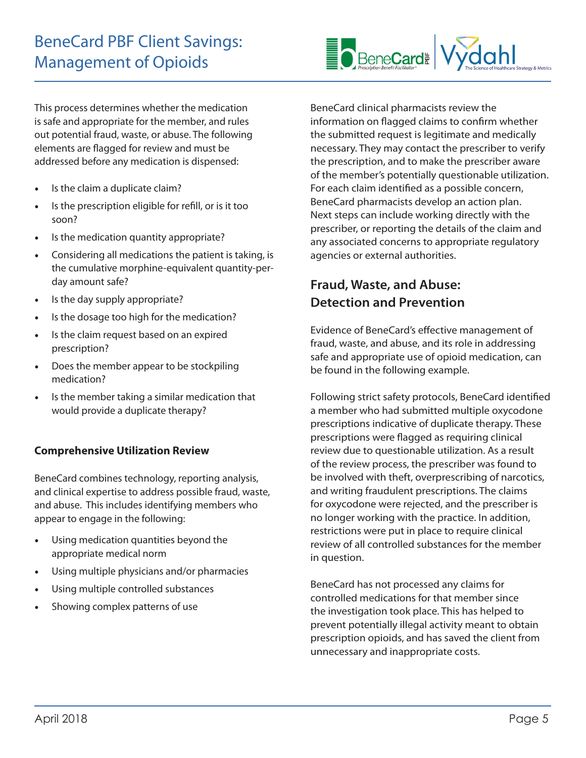This process determines whether the medication is safe and appropriate for the member, and rules out potential fraud, waste, or abuse. The following elements are flagged for review and must be addressed before any medication is dispensed:

- Is the claim a duplicate claim?
- Is the prescription eligible for refill, or is it too soon?
- Is the medication quantity appropriate?
- Considering all medications the patient is taking, is the cumulative morphine-equivalent quantity-per-day amount safe?
- Is the day supply appropriate?
- Is the dosage too high for the medication?
- Is the claim request based on an expired prescription?
- Does the member appear to be stockpiling medication?
- Is the member taking a similar medication that would provide a duplicate therapy?

### Comprehensive Utilization Review

BeneCard combines technology, reporting analysis, and clinical expertise to address possible fraud, waste, and abuse. This includes identifying members who appear to engage in the following:

- Using medication quantities beyond the appropriate medical norm
- Using multiple physicians and/or pharmacies
- Using multiple controlled substances
- Showing complex patterns of use

BeneCard clinical pharmacists review the information on flagged claims to confirm whether the submitted request is legitimate and medically necessary. They may contact the prescriber to verify the prescription, and to make the prescriber aware of the member's potentially questionable utilization. For each claim identified as a possible concern, BeneCard pharmacists develop an action plan. Next steps can include working directly with the prescriber, or reporting the details of the claim and any associated concerns to appropriate regulatory agencies or external authorities.

## Fraud, Waste, and Abuse: Detection and Prevention

Evidence of BeneCard's effective management of fraud, waste, and abuse, and its role in addressing safe and appropriate use of opioid medication, can be found in the following example.

Following strict safety protocols, BeneCard identified a member who had submitted multiple oxycodone prescriptions indicative of duplicate therapy. These prescriptions were flagged as requiring clinical review due to questionable utilization. As a result of the review process, the prescriber was found to be involved with theft, overprescribing of narcotics, and writing fraudulent prescriptions. The claims for oxycodone were rejected, and the prescriber is no longer working with the practice. In addition, restrictions were put in place to require clinical review of all controlled substances for the member in question.

BeneCard has not processed any claims for controlled medications for that member since the investigation took place. This has helped to prevent potentially illegal activity meant to obtain prescription opioids, and has saved the client from unnecessary and inappropriate costs.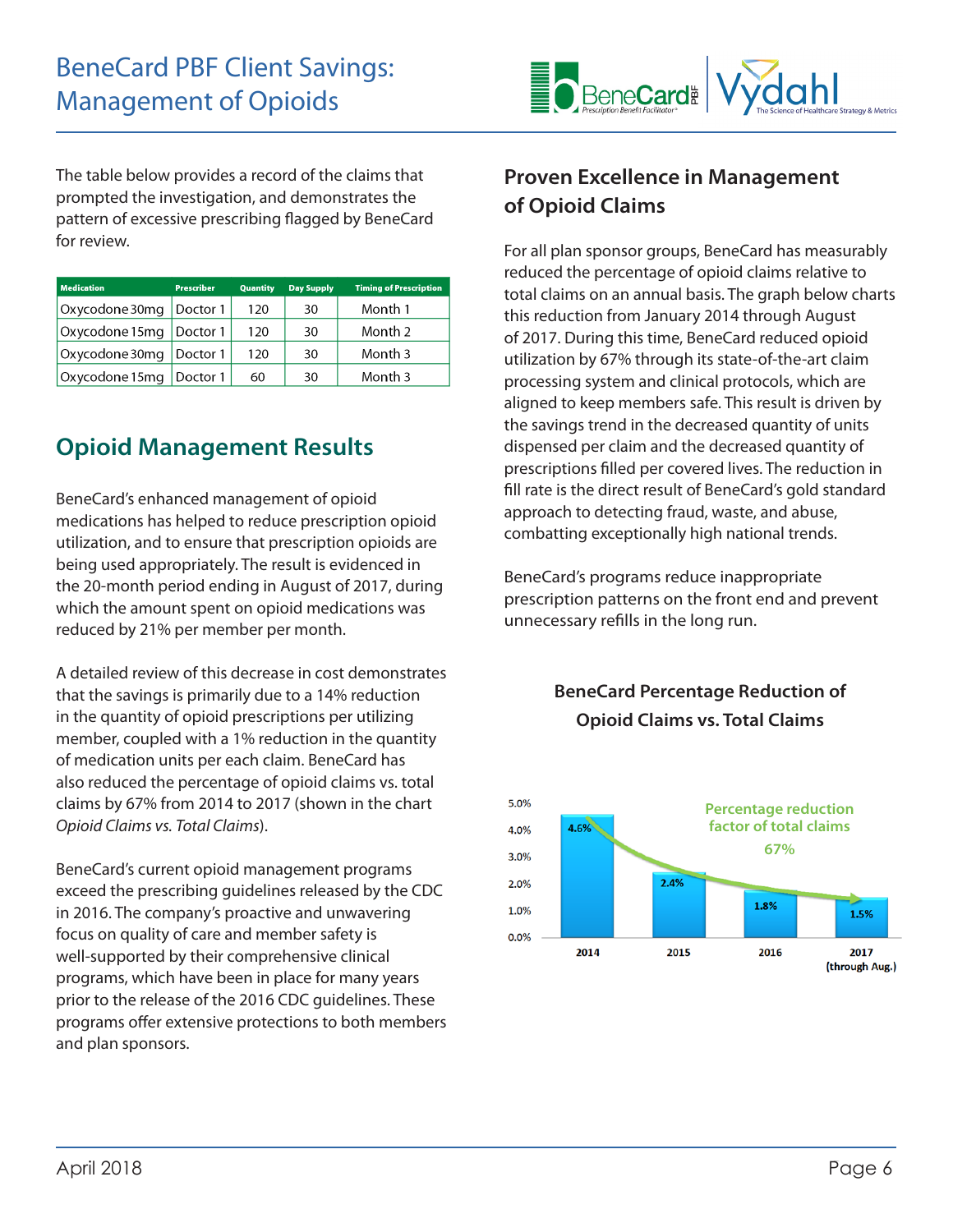# BeneCard PBF Client Savings: Management of Opioids

The table below provides a record of the claims that prompted the investigation, and demonstrates the pattern of excessive prescribing flagged by BeneCard for review.

| Medication | Prescriber | Quantity | Day Supply | Timing of Prescription |
|---|---|---|---|---|
| Oxycodone 30mg | Doctor 1 | 120 | 30 | Month 1 |
| Oxycodone 15mg | Doctor 1 | 120 | 30 | Month 2 |
| Oxycodone 30mg | Doctor 1 | 120 | 30 | Month 3 |
| Oxycodone 15mg | Doctor 1 | 60 | 30 | Month 3 |

## Opioid Management Results

BeneCard's enhanced management of opioid medications has helped to reduce prescription opioid utilization, and to ensure that prescription opioids are being used appropriately. The result is evidenced in the 20-month period ending in August of 2017, during which the amount spent on opioid medications was reduced by 21% per member per month.

A detailed review of this decrease in cost demonstrates that the savings is primarily due to a 14% reduction in the quantity of opioid prescriptions per utilizing member, coupled with a 1% reduction in the quantity of medication units per each claim. BeneCard has also reduced the percentage of opioid claims vs. total claims by 67% from 2014 to 2017 (shown in the chart *Opioid Claims vs. Total Claims*).

BeneCard's current opioid management programs exceed the prescribing guidelines released by the CDC in 2016. The company's proactive and unwavering focus on quality of care and member safety is well-supported by their comprehensive clinical programs, which have been in place for many years prior to the release of the 2016 CDC guidelines. These programs offer extensive protections to both members and plan sponsors.

## Proven Excellence in Management of Opioid Claims

For all plan sponsor groups, BeneCard has measurably reduced the percentage of opioid claims relative to total claims on an annual basis. The graph below charts this reduction from January 2014 through August of 2017. During this time, BeneCard reduced opioid utilization by 67% through its state-of-the-art claim processing system and clinical protocols, which are aligned to keep members safe. This result is driven by the savings trend in the decreased quantity of units dispensed per claim and the decreased quantity of prescriptions filled per covered lives. The reduction in fill rate is the direct result of BeneCard's gold standard approach to detecting fraud, waste, and abuse, combatting exceptionally high national trends.

BeneCard's programs reduce inappropriate prescription patterns on the front end and prevent unnecessary refills in the long run.

### BeneCard Percentage Reduction of Opioid Claims vs. Total Claims

| Year | Opioid Claims vs. Total Claims |
|---|---|
| 2014 | 4.6% |
| 2015 | 2.4% |
| 2016 | 1.8% |
| 2017 (through Aug.) | 1.5% |

Percentage reduction factor of total claims: 67%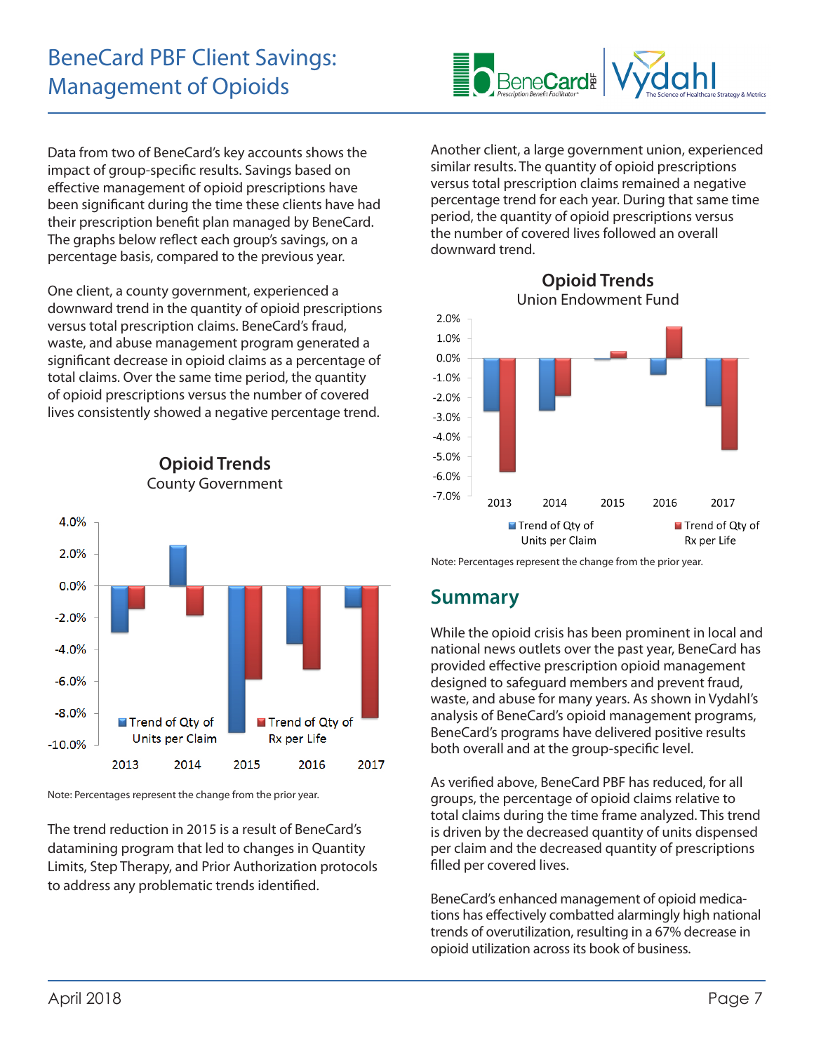# BeneCard PBF Client Savings: Management of Opioids

Data from two of BeneCard's key accounts shows the impact of group-specific results. Savings based on effective management of opioid prescriptions have been significant during the time these clients have had their prescription benefit plan managed by BeneCard. The graphs below reflect each group's savings, on a percentage basis, compared to the previous year.

One client, a county government, experienced a downward trend in the quantity of opioid prescriptions versus total prescription claims. BeneCard's fraud, waste, and abuse management program generated a significant decrease in opioid claims as a percentage of total claims. Over the same time period, the quantity of opioid prescriptions versus the number of covered lives consistently showed a negative percentage trend.

**Opioid Trends**
County Government

Legend: Trend of Qty of Units per Claim; Trend of Qty of Rx per Life

Note: Percentages represent the change from the prior year.

The trend reduction in 2015 is a result of BeneCard's datamining program that led to changes in Quantity Limits, Step Therapy, and Prior Authorization protocols to address any problematic trends identified.

Another client, a large government union, experienced similar results. The quantity of opioid prescriptions versus total prescription claims remained a negative percentage trend for each year. During that same time period, the quantity of opioid prescriptions versus the number of covered lives followed an overall downward trend.

**Opioid Trends**
Union Endowment Fund

Legend: Trend of Qty of Units per Claim; Trend of Qty of Rx per Life

Note: Percentages represent the change from the prior year.

## Summary

While the opioid crisis has been prominent in local and national news outlets over the past year, BeneCard has provided effective prescription opioid management designed to safeguard members and prevent fraud, waste, and abuse for many years. As shown in Vydahl's analysis of BeneCard's opioid management programs, BeneCard's programs have delivered positive results both overall and at the group-specific level.

As verified above, BeneCard PBF has reduced, for all groups, the percentage of opioid claims relative to total claims during the time frame analyzed. This trend is driven by the decreased quantity of units dispensed per claim and the decreased quantity of prescriptions filled per covered lives.

BeneCard's enhanced management of opioid medications has effectively combatted alarmingly high national trends of overutilization, resulting in a 67% decrease in opioid utilization across its book of business.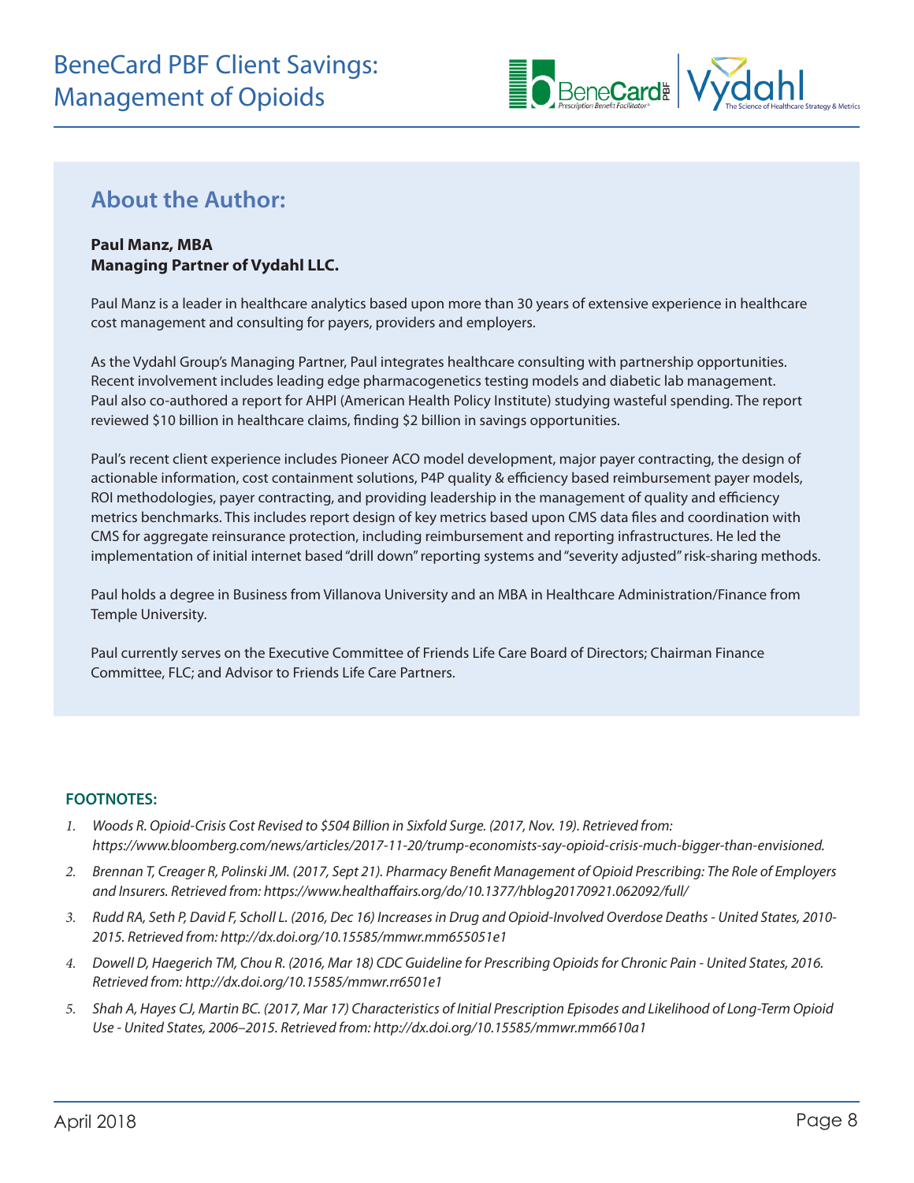## About the Author:

**Paul Manz, MBA**
**Managing Partner of Vydahl LLC.**

Paul Manz is a leader in healthcare analytics based upon more than 30 years of extensive experience in healthcare cost management and consulting for payers, providers and employers.

As the Vydahl Group's Managing Partner, Paul integrates healthcare consulting with partnership opportunities. Recent involvement includes leading edge pharmacogenetics testing models and diabetic lab management. Paul also co-authored a report for AHPI (American Health Policy Institute) studying wasteful spending. The report reviewed $10 billion in healthcare claims, finding $2 billion in savings opportunities.

Paul's recent client experience includes Pioneer ACO model development, major payer contracting, the design of actionable information, cost containment solutions, P4P quality & efficiency based reimbursement payer models, ROI methodologies, payer contracting, and providing leadership in the management of quality and efficiency metrics benchmarks. This includes report design of key metrics based upon CMS data files and coordination with CMS for aggregate reinsurance protection, including reimbursement and reporting infrastructures. He led the implementation of initial internet based "drill down" reporting systems and "severity adjusted" risk-sharing methods.

Paul holds a degree in Business from Villanova University and an MBA in Healthcare Administration/Finance from Temple University.

Paul currently serves on the Executive Committee of Friends Life Care Board of Directors; Chairman Finance Committee, FLC; and Advisor to Friends Life Care Partners.

**FOOTNOTES:**

1. *Woods R. Opioid-Crisis Cost Revised to $504 Billion in Sixfold Surge. (2017, Nov. 19). Retrieved from: https://www.bloomberg.com/news/articles/2017-11-20/trump-economists-say-opioid-crisis-much-bigger-than-envisioned.*
2. *Brennan T, Creager R, Polinski JM. (2017, Sept 21). Pharmacy Benefit Management of Opioid Prescribing: The Role of Employers and Insurers. Retrieved from: https://www.healthaffairs.org/do/10.1377/hblog20170921.062092/full/*
3. *Rudd RA, Seth P, David F, Scholl L. (2016, Dec 16) Increases in Drug and Opioid-Involved Overdose Deaths - United States, 2010-2015. Retrieved from: http://dx.doi.org/10.15585/mmwr.mm655051e1*
4. *Dowell D, Haegerich TM, Chou R. (2016, Mar 18) CDC Guideline for Prescribing Opioids for Chronic Pain - United States, 2016. Retrieved from: http://dx.doi.org/10.15585/mmwr.rr6501e1*
5. *Shah A, Hayes CJ, Martin BC. (2017, Mar 17) Characteristics of Initial Prescription Episodes and Likelihood of Long-Term Opioid Use - United States, 2006–2015. Retrieved from: http://dx.doi.org/10.15585/mmwr.mm6610a1*